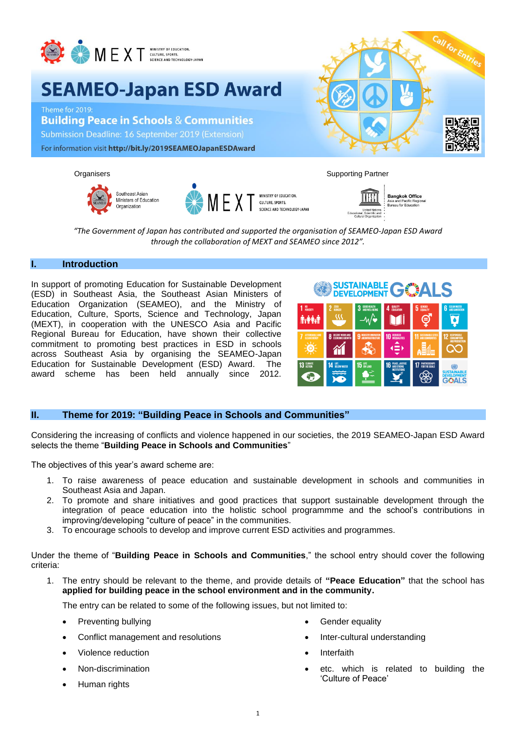# SEAMEO-Japan ESD Award

Theme for 2019:

**Building Peace in Schools & Communities**

Submission Deadline: 16 September 2019 (Extension)

For information visit **http://bit.ly/2019SEAMEOJapanESDAward**

Call for Entries

Organisers: Southeast Asian Ministers of Education Organization; MEXT Ministry of Education, Culture, Sports, Science and Technology-Japan

Supporting Partner: UNESCO Bangkok Office, Asia and Pacific Regional Bureau for Education

*"The Government of Japan has contributed and supported the organisation of SEAMEO-Japan ESD Award through the collaboration of MEXT and SEAMEO since 2012".*

## I. Introduction

In support of promoting Education for Sustainable Development (ESD) in Southeast Asia, the Southeast Asian Ministers of Education Organization (SEAMEO), and the Ministry of Education, Culture, Sports, Science and Technology, Japan (MEXT), in cooperation with the UNESCO Asia and Pacific Regional Bureau for Education, have shown their collective commitment to promoting best practices in ESD in schools across Southeast Asia by organising the SEAMEO-Japan Education for Sustainable Development (ESD) Award. The award scheme has been held annually since 2012.

## II. Theme for 2019: "Building Peace in Schools and Communities"

Considering the increasing of conflicts and violence happened in our societies, the 2019 SEAMEO-Japan ESD Award selects the theme "**Building Peace in Schools and Communities**"

The objectives of this year's award scheme are:

1. To raise awareness of peace education and sustainable development in schools and communities in Southeast Asia and Japan.
2. To promote and share initiatives and good practices that support sustainable development through the integration of peace education into the holistic school programmme and the school's contributions in improving/developing "culture of peace" in the communities.
3. To encourage schools to develop and improve current ESD activities and programmes.

Under the theme of "**Building Peace in Schools and Communities**," the school entry should cover the following criteria:

1. The entry should be relevant to the theme, and provide details of **"Peace Education"** that the school has **applied for building peace in the school environment and in the community.**

   The entry can be related to some of the following issues, but not limited to:

   - Preventing bullying
   - Conflict management and resolutions
   - Violence reduction
   - Non-discrimination
   - Human rights
   - Gender equality
   - Inter-cultural understanding
   - Interfaith
   - etc. which is related to building the 'Culture of Peace'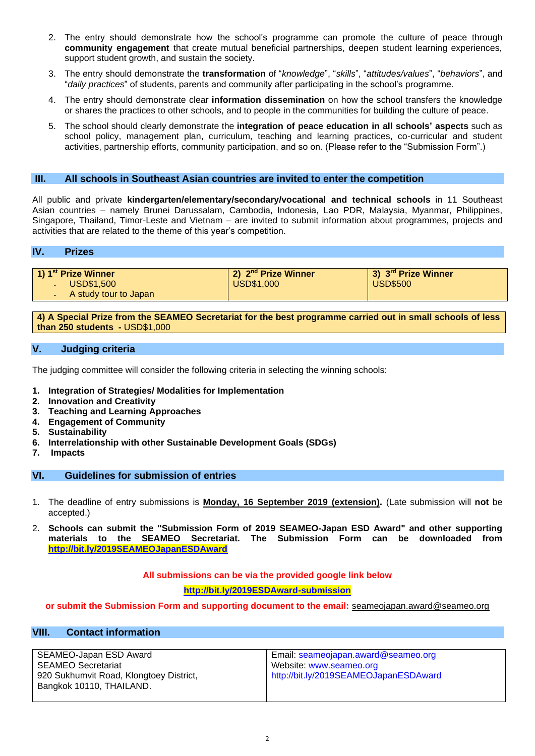2. The entry should demonstrate how the school's programme can promote the culture of peace through **community engagement** that create mutual beneficial partnerships, deepen student learning experiences, support student growth, and sustain the society.

3. The entry should demonstrate the **transformation** of "*knowledge*", "*skills*", "*attitudes/values*", "*behaviors*", and "*daily practices*" of students, parents and community after participating in the school's programme.

4. The entry should demonstrate clear **information dissemination** on how the school transfers the knowledge or shares the practices to other schools, and to people in the communities for building the culture of peace.

5. The school should clearly demonstrate the **integration of peace education in all schools' aspects** such as school policy, management plan, curriculum, teaching and learning practices, co-curricular and student activities, partnership efforts, community participation, and so on. (Please refer to the "Submission Form".)

## III. All schools in Southeast Asian countries are invited to enter the competition

All public and private **kindergarten/elementary/secondary/vocational and technical schools** in 11 Southeast Asian countries – namely Brunei Darussalam, Cambodia, Indonesia, Lao PDR, Malaysia, Myanmar, Philippines, Singapore, Thailand, Timor-Leste and Vietnam – are invited to submit information about programmes, projects and activities that are related to the theme of this year's competition.

## IV. Prizes

| | | |
|---|---|---|
| **1) 1st Prize Winner**<br>- USD$1,500<br>- A study tour to Japan | **2) 2nd Prize Winner**<br>USD$1,000 | **3) 3rd Prize Winner**<br>USD$500 |

**4) A Special Prize from the SEAMEO Secretariat for the best programme carried out in small schools of less than 250 students -** USD$1,000

## V. Judging criteria

The judging committee will consider the following criteria in selecting the winning schools:

1. **Integration of Strategies/ Modalities for Implementation**
2. **Innovation and Creativity**
3. **Teaching and Learning Approaches**
4. **Engagement of Community**
5. **Sustainability**
6. **Interrelationship with other Sustainable Development Goals (SDGs)**
7. **Impacts**

## VI. Guidelines for submission of entries

1. The deadline of entry submissions is **Monday, 16 September 2019 (extension).** (Late submission will **not** be accepted.)

2. **Schools can submit the "Submission Form of 2019 SEAMEO-Japan ESD Award" and other supporting materials to the SEAMEO Secretariat. The Submission Form can be downloaded from http://bit.ly/2019SEAMEOJapanESDAward**

**All submissions can be via the provided google link below**

**http://bit.ly/2019ESDAward-submission**

**or submit the Submission Form and supporting document to the email:** seameojapan.award@seameo.org

## VIII. Contact information

| | |
|---|---|
| SEAMEO-Japan ESD Award<br>SEAMEO Secretariat<br>920 Sukhumvit Road, Klongtoey District,<br>Bangkok 10110, THAILAND. | Email: seameojapan.award@seameo.org<br>Website: www.seameo.org<br>http://bit.ly/2019SEAMEOJapanESDAward |